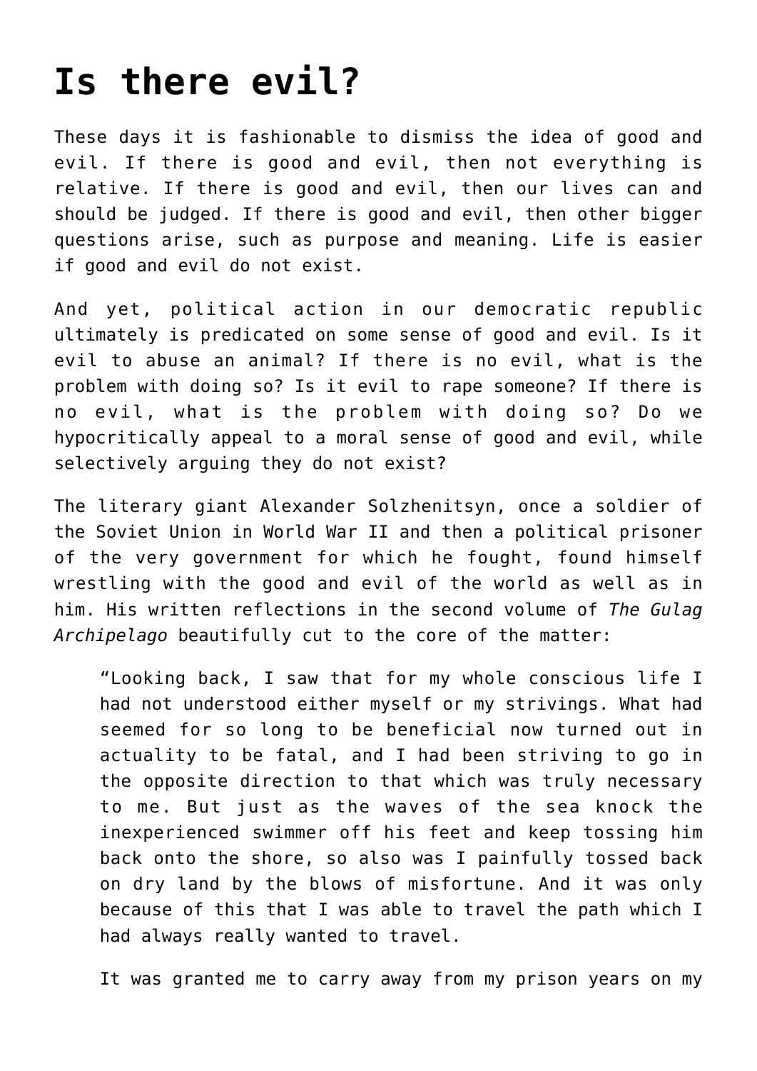# Is there evil?

These days it is fashionable to dismiss the idea of good and evil. If there is good and evil, then not everything is relative. If there is good and evil, then our lives can and should be judged. If there is good and evil, then other bigger questions arise, such as purpose and meaning. Life is easier if good and evil do not exist.

And yet, political action in our democratic republic ultimately is predicated on some sense of good and evil. Is it evil to abuse an animal? If there is no evil, what is the problem with doing so? Is it evil to rape someone? If there is no evil, what is the problem with doing so? Do we hypocritically appeal to a moral sense of good and evil, while selectively arguing they do not exist?

The literary giant Alexander Solzhenitsyn, once a soldier of the Soviet Union in World War II and then a political prisoner of the very government for which he fought, found himself wrestling with the good and evil of the world as well as in him. His written reflections in the second volume of *The Gulag Archipelago* beautifully cut to the core of the matter:

> "Looking back, I saw that for my whole conscious life I had not understood either myself or my strivings. What had seemed for so long to be beneficial now turned out in actuality to be fatal, and I had been striving to go in the opposite direction to that which was truly necessary to me. But just as the waves of the sea knock the inexperienced swimmer off his feet and keep tossing him back onto the shore, so also was I painfully tossed back on dry land by the blows of misfortune. And it was only because of this that I was able to travel the path which I had always really wanted to travel.
>
> It was granted me to carry away from my prison years on my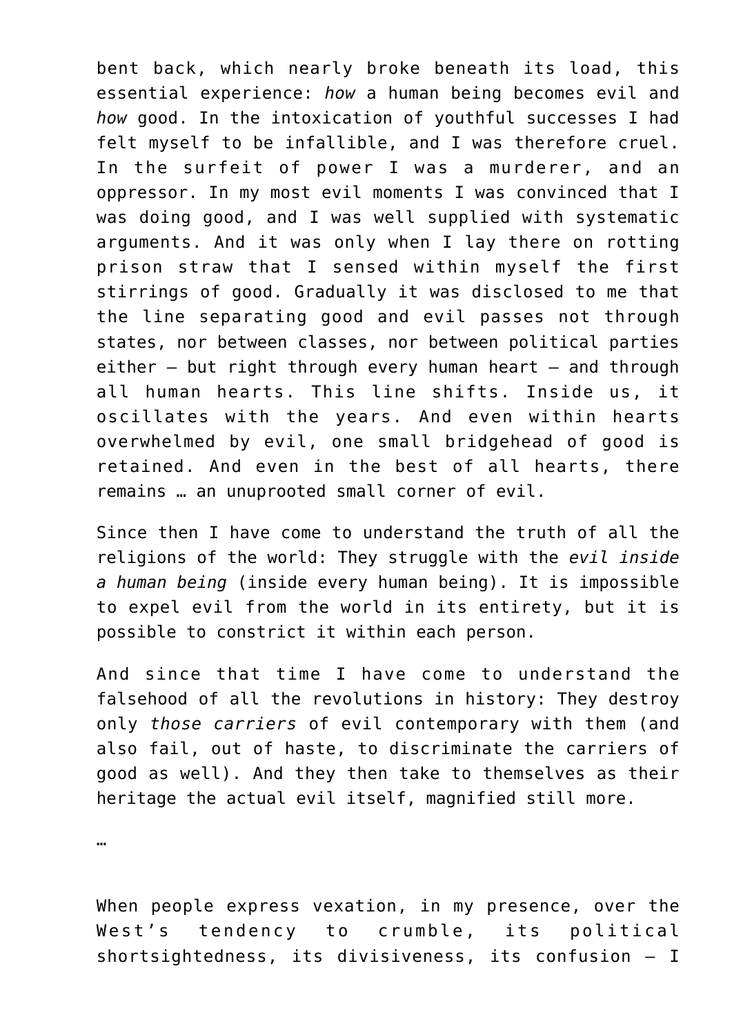bent back, which nearly broke beneath its load, this essential experience: *how* a human being becomes evil and *how* good. In the intoxication of youthful successes I had felt myself to be infallible, and I was therefore cruel. In the surfeit of power I was a murderer, and an oppressor. In my most evil moments I was convinced that I was doing good, and I was well supplied with systematic arguments. And it was only when I lay there on rotting prison straw that I sensed within myself the first stirrings of good. Gradually it was disclosed to me that the line separating good and evil passes not through states, nor between classes, nor between political parties either – but right through every human heart – and through all human hearts. This line shifts. Inside us, it oscillates with the years. And even within hearts overwhelmed by evil, one small bridgehead of good is retained. And even in the best of all hearts, there remains … an unuprooted small corner of evil.

Since then I have come to understand the truth of all the religions of the world: They struggle with the *evil inside a human being* (inside every human being). It is impossible to expel evil from the world in its entirety, but it is possible to constrict it within each person.

And since that time I have come to understand the falsehood of all the revolutions in history: They destroy only *those carriers* of evil contemporary with them (and also fail, out of haste, to discriminate the carriers of good as well). And they then take to themselves as their heritage the actual evil itself, magnified still more.

…

When people express vexation, in my presence, over the West's tendency to crumble, its political shortsightedness, its divisiveness, its confusion – I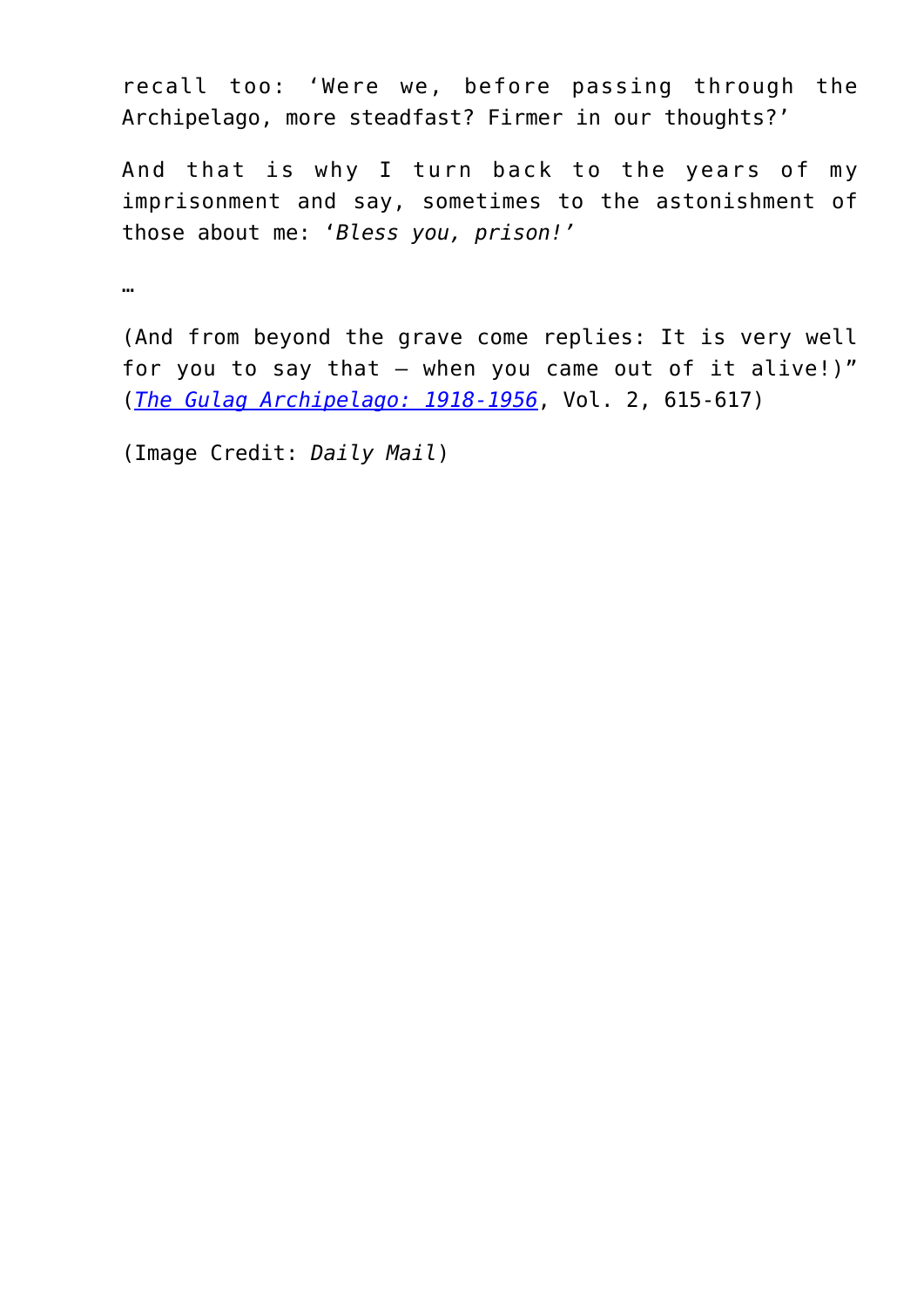recall too: 'Were we, before passing through the Archipelago, more steadfast? Firmer in our thoughts?'

And that is why I turn back to the years of my imprisonment and say, sometimes to the astonishment of those about me: '*Bless you, prison!*'

…

(And from beyond the grave come replies: It is very well for you to say that – when you came out of it alive!)" (*The Gulag Archipelago: 1918-1956*, Vol. 2, 615-617)

(Image Credit: *Daily Mail*)